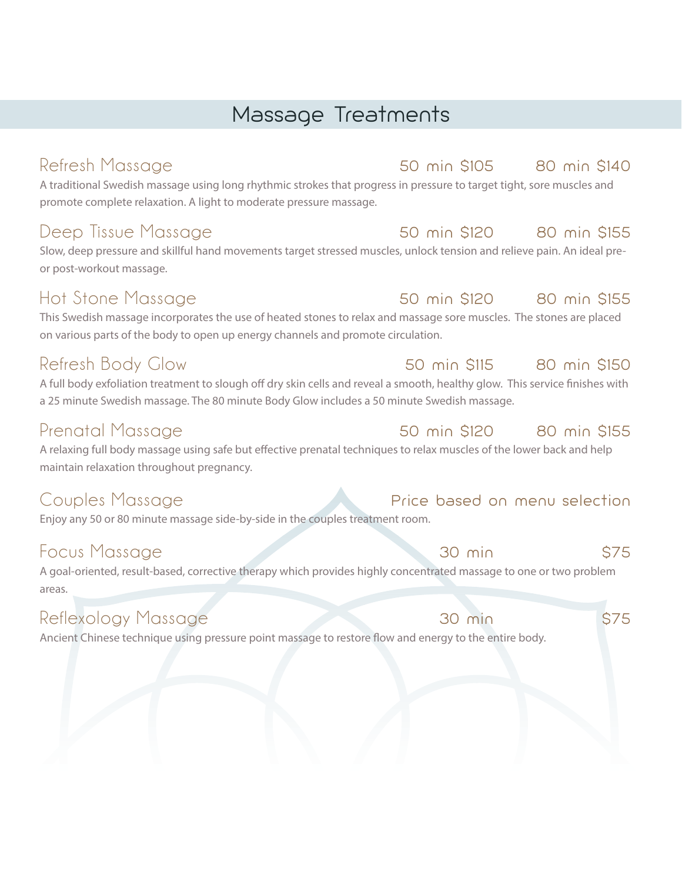# Massage Treatments

## Refresh Massage — 50 min $105 — 80 min $140

A traditional Swedish massage using long rhythmic strokes that progress in pressure to target tight, sore muscles and promote complete relaxation. A light to moderate pressure massage.

## Deep Tissue Massage — 50 min $120 — 80 min $155

Slow, deep pressure and skillful hand movements target stressed muscles, unlock tension and relieve pain. An ideal pre- or post-workout massage.

## Hot Stone Massage — 50 min $120 — 80 min $155

This Swedish massage incorporates the use of heated stones to relax and massage sore muscles. The stones are placed on various parts of the body to open up energy channels and promote circulation.

## Refresh Body Glow — 50 min $115 — 80 min $150

A full body exfoliation treatment to slough off dry skin cells and reveal a smooth, healthy glow. This service finishes with a 25 minute Swedish massage. The 80 minute Body Glow includes a 50 minute Swedish massage.

## Prenatal Massage — 50 min $120 — 80 min $155

A relaxing full body massage using safe but effective prenatal techniques to relax muscles of the lower back and help maintain relaxation throughout pregnancy.

## Couples Massage — Price based on menu selection

Enjoy any 50 or 80 minute massage side-by-side in the couples treatment room.

## Focus Massage — 30 min — $75

A goal-oriented, result-based, corrective therapy which provides highly concentrated massage to one or two problem areas.

## Reflexology Massage — 30 min — $75

Ancient Chinese technique using pressure point massage to restore flow and energy to the entire body.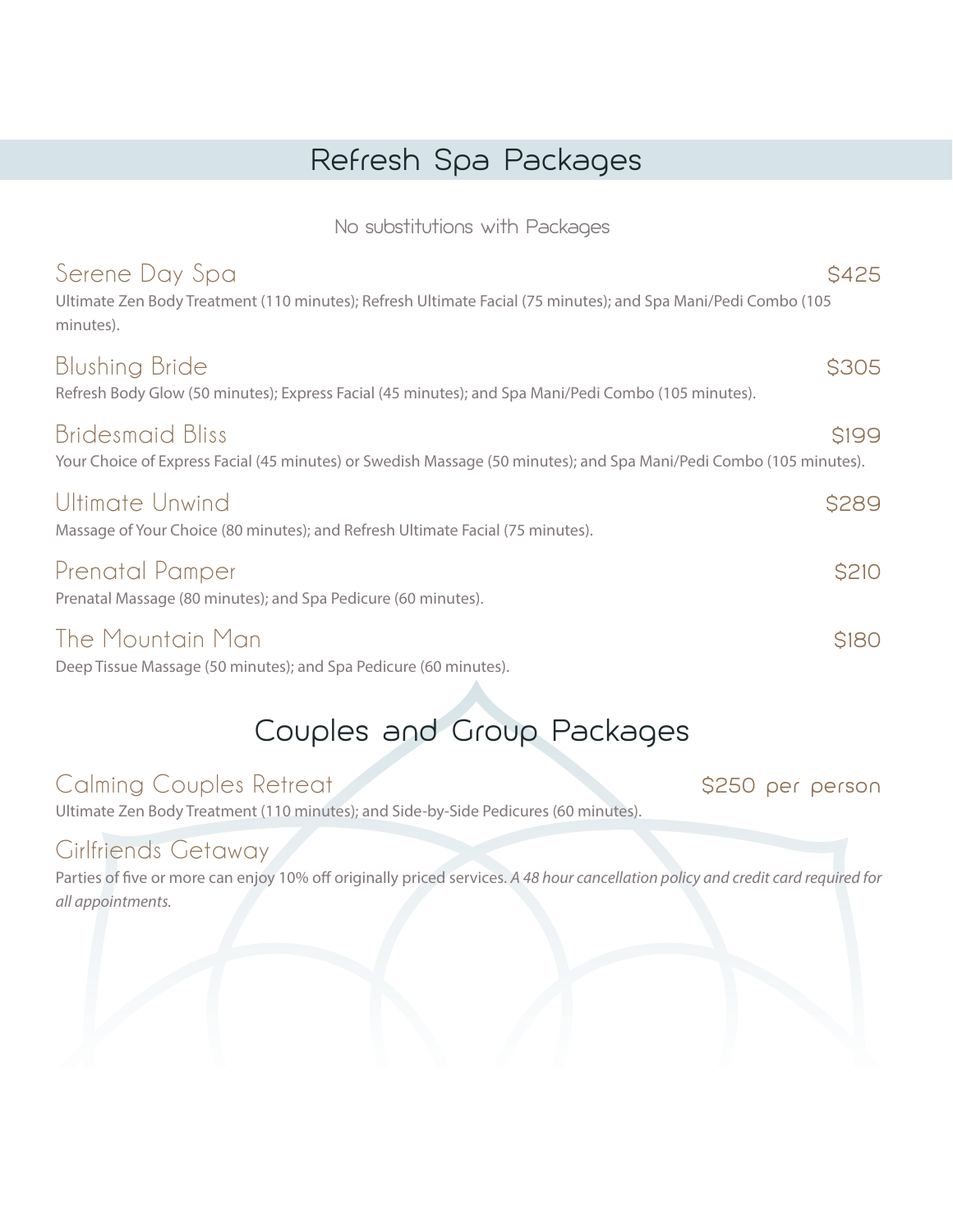## Refresh Spa Packages

No substitutions with Packages

### Serene Day Spa — $425

Ultimate Zen Body Treatment (110 minutes); Refresh Ultimate Facial (75 minutes); and Spa Mani/Pedi Combo (105 minutes).

### Blushing Bride — $305

Refresh Body Glow (50 minutes); Express Facial (45 minutes); and Spa Mani/Pedi Combo (105 minutes).

### Bridesmaid Bliss — $199

Your Choice of Express Facial (45 minutes) or Swedish Massage (50 minutes); and Spa Mani/Pedi Combo (105 minutes).

### Ultimate Unwind — $289

Massage of Your Choice (80 minutes); and Refresh Ultimate Facial (75 minutes).

### Prenatal Pamper — $210

Prenatal Massage (80 minutes); and Spa Pedicure (60 minutes).

### The Mountain Man — $180

Deep Tissue Massage (50 minutes); and Spa Pedicure (60 minutes).

## Couples and Group Packages

### Calming Couples Retreat — $250 per person

Ultimate Zen Body Treatment (110 minutes); and Side-by-Side Pedicures (60 minutes).

### Girlfriends Getaway

Parties of five or more can enjoy 10% off originally priced services. *A 48 hour cancellation policy and credit card required for all appointments.*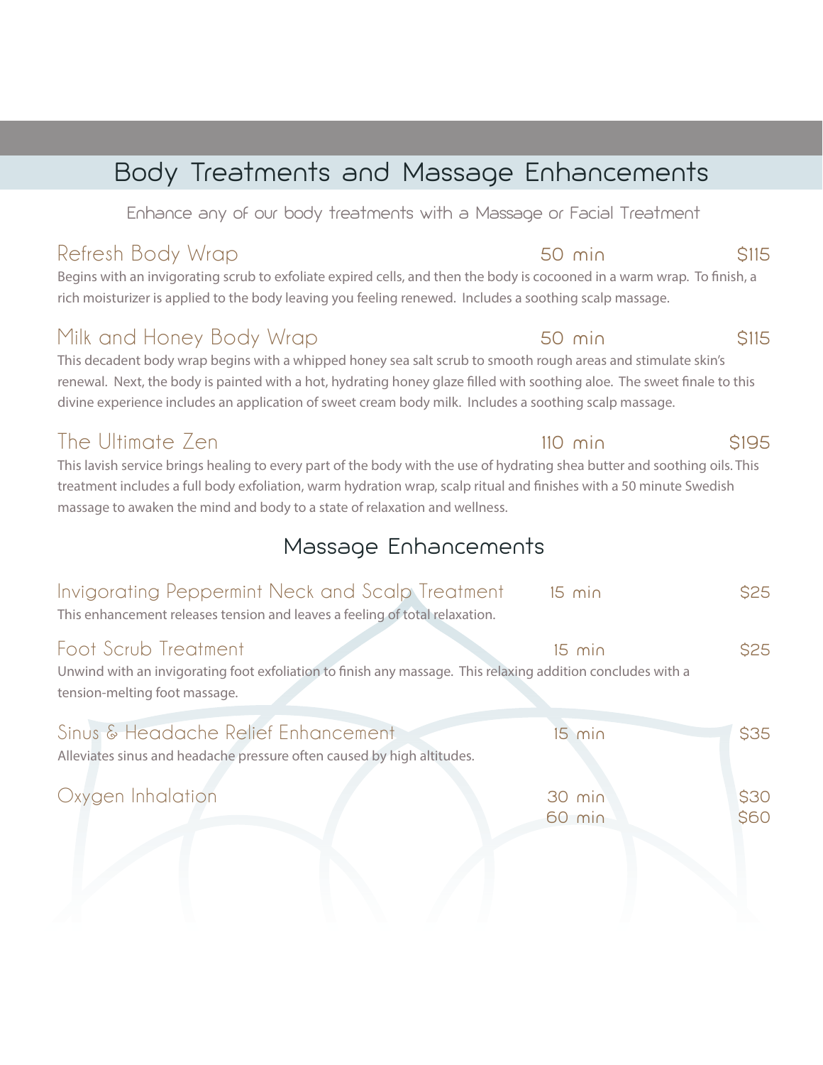# Body Treatments and Massage Enhancements

Enhance any of our body treatments with a Massage or Facial Treatment

### Refresh Body Wrap — 50 min — $115

Begins with an invigorating scrub to exfoliate expired cells, and then the body is cocooned in a warm wrap. To finish, a rich moisturizer is applied to the body leaving you feeling renewed. Includes a soothing scalp massage.

### Milk and Honey Body Wrap — 50 min — $115

This decadent body wrap begins with a whipped honey sea salt scrub to smooth rough areas and stimulate skin's renewal. Next, the body is painted with a hot, hydrating honey glaze filled with soothing aloe. The sweet finale to this divine experience includes an application of sweet cream body milk. Includes a soothing scalp massage.

### The Ultimate Zen — 110 min — $195

This lavish service brings healing to every part of the body with the use of hydrating shea butter and soothing oils. This treatment includes a full body exfoliation, warm hydration wrap, scalp ritual and finishes with a 50 minute Swedish massage to awaken the mind and body to a state of relaxation and wellness.

## Massage Enhancements

### Invigorating Peppermint Neck and Scalp Treatment — 15 min — $25

This enhancement releases tension and leaves a feeling of total relaxation.

### Foot Scrub Treatment — 15 min — $25

Unwind with an invigorating foot exfoliation to finish any massage. This relaxing addition concludes with a tension-melting foot massage.

### Sinus & Headache Relief Enhancement — 15 min — $35

Alleviates sinus and headache pressure often caused by high altitudes.

### Oxygen Inhalation

30 min — $30
60 min — $60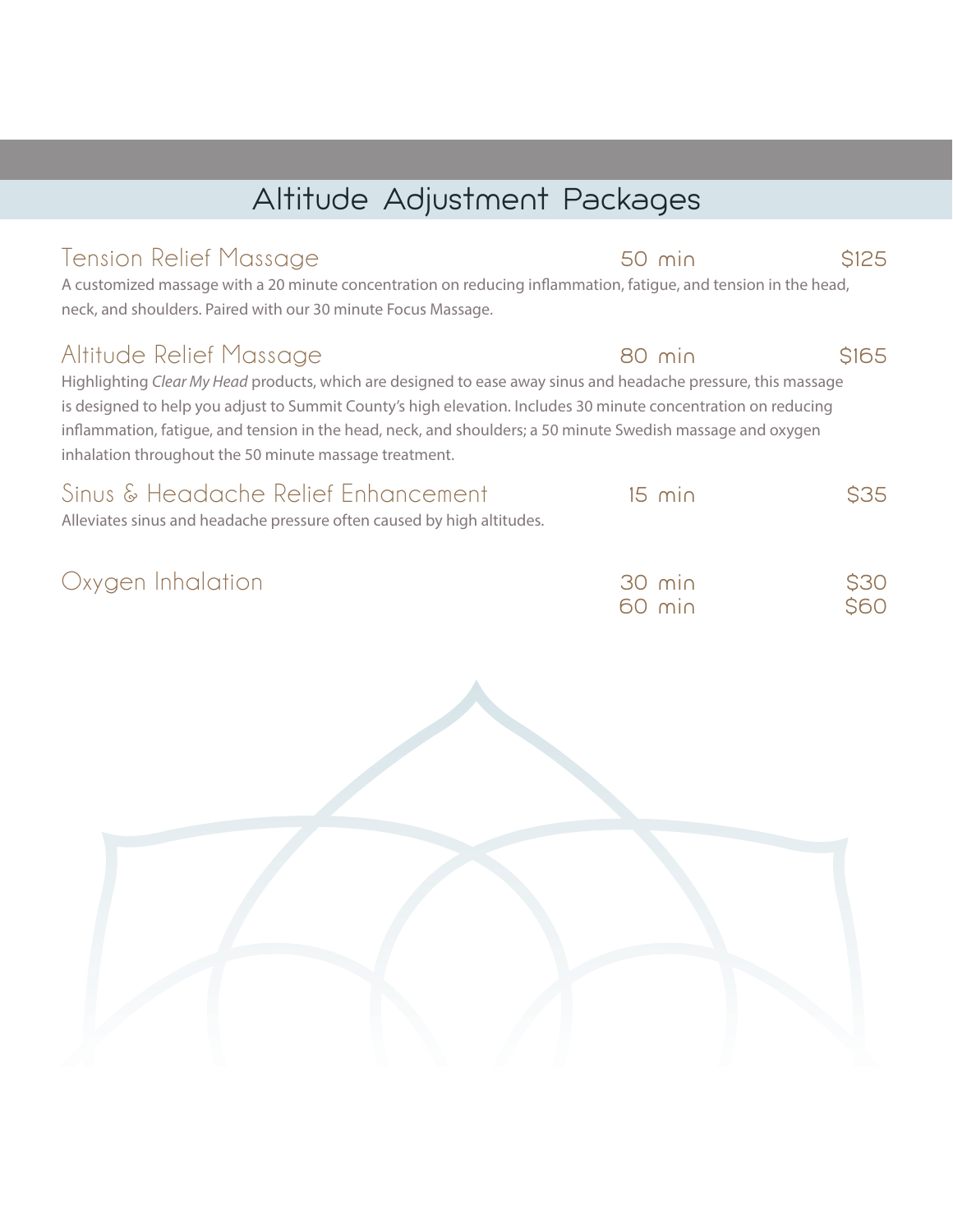## Altitude Adjustment Packages

### Tension Relief Massage — 50 min — $125

A customized massage with a 20 minute concentration on reducing inflammation, fatigue, and tension in the head, neck, and shoulders. Paired with our 30 minute Focus Massage.

### Altitude Relief Massage — 80 min — $165

Highlighting *Clear My Head* products, which are designed to ease away sinus and headache pressure, this massage is designed to help you adjust to Summit County's high elevation. Includes 30 minute concentration on reducing inflammation, fatigue, and tension in the head, neck, and shoulders; a 50 minute Swedish massage and oxygen inhalation throughout the 50 minute massage treatment.

### Sinus & Headache Relief Enhancement — 15 min — $35

Alleviates sinus and headache pressure often caused by high altitudes.

### Oxygen Inhalation

30 min — $30
60 min — $60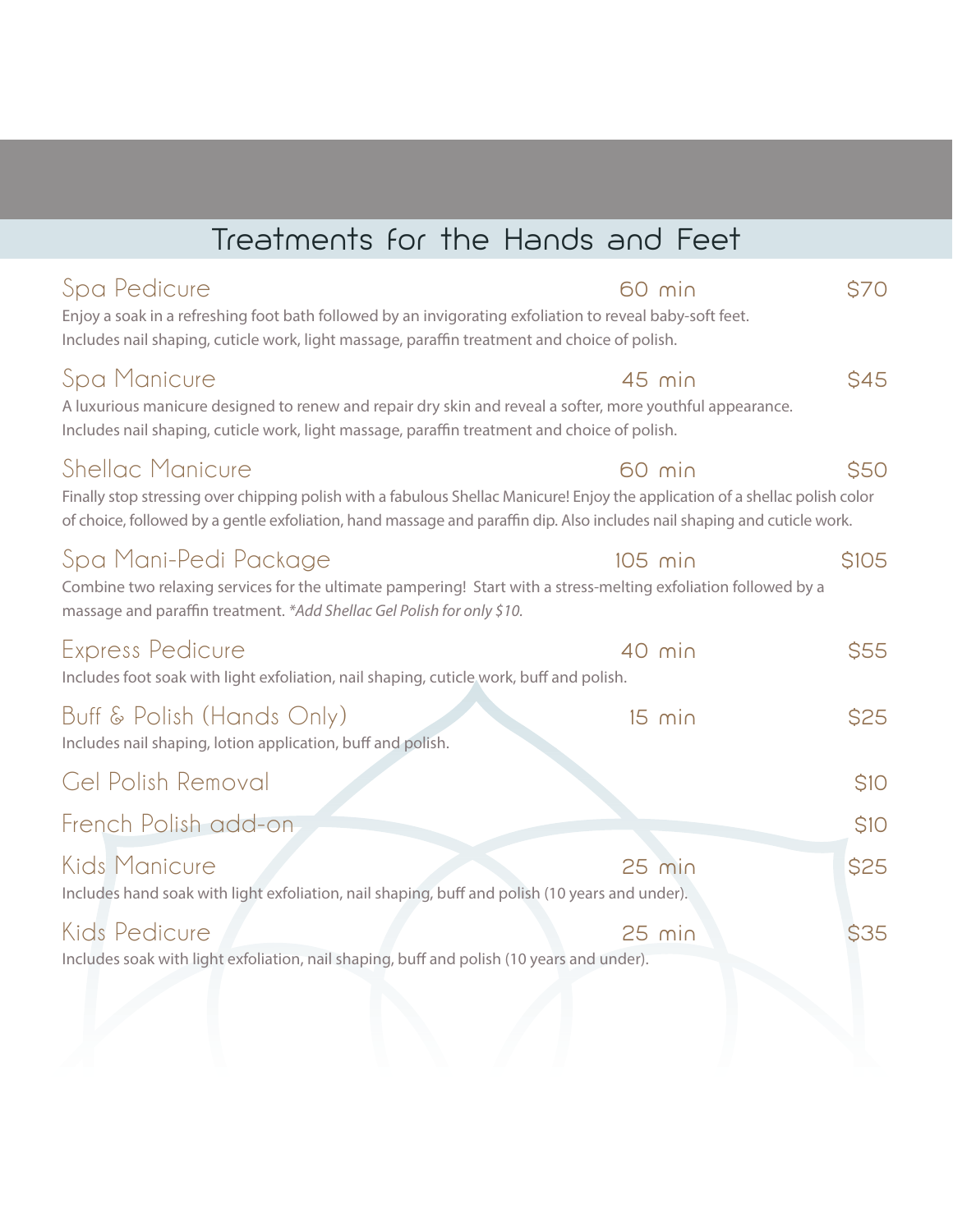## Treatments for the Hands and Feet

### Spa Pedicure — 60 min — $70

Enjoy a soak in a refreshing foot bath followed by an invigorating exfoliation to reveal baby-soft feet. Includes nail shaping, cuticle work, light massage, paraffin treatment and choice of polish.

### Spa Manicure — 45 min — $45

A luxurious manicure designed to renew and repair dry skin and reveal a softer, more youthful appearance. Includes nail shaping, cuticle work, light massage, paraffin treatment and choice of polish.

### Shellac Manicure — 60 min — $50

Finally stop stressing over chipping polish with a fabulous Shellac Manicure! Enjoy the application of a shellac polish color of choice, followed by a gentle exfoliation, hand massage and paraffin dip. Also includes nail shaping and cuticle work.

### Spa Mani-Pedi Package — 105 min — $105

Combine two relaxing services for the ultimate pampering! Start with a stress-melting exfoliation followed by a massage and paraffin treatment. *\*Add Shellac Gel Polish for only $10.*

### Express Pedicure — 40 min — $55

Includes foot soak with light exfoliation, nail shaping, cuticle work, buff and polish.

### Buff & Polish (Hands Only) — 15 min — $25

Includes nail shaping, lotion application, buff and polish.

### Gel Polish Removal — $10

### French Polish add-on — $10

### Kids Manicure — 25 min — $25

Includes hand soak with light exfoliation, nail shaping, buff and polish (10 years and under).

### Kids Pedicure — 25 min — $35

Includes soak with light exfoliation, nail shaping, buff and polish (10 years and under).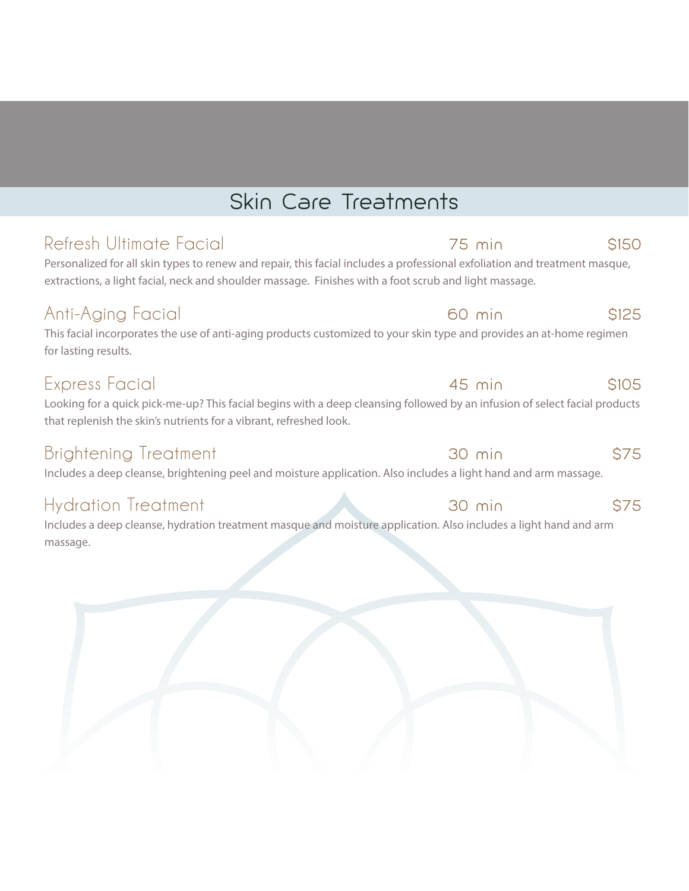# Skin Care Treatments

### Refresh Ultimate Facial — 75 min — $150

Personalized for all skin types to renew and repair, this facial includes a professional exfoliation and treatment masque, extractions, a light facial, neck and shoulder massage. Finishes with a foot scrub and light massage.

### Anti-Aging Facial — 60 min — $125

This facial incorporates the use of anti-aging products customized to your skin type and provides an at-home regimen for lasting results.

### Express Facial — 45 min — $105

Looking for a quick pick-me-up? This facial begins with a deep cleansing followed by an infusion of select facial products that replenish the skin's nutrients for a vibrant, refreshed look.

### Brightening Treatment — 30 min — $75

Includes a deep cleanse, brightening peel and moisture application. Also includes a light hand and arm massage.

### Hydration Treatment — 30 min — $75

Includes a deep cleanse, hydration treatment masque and moisture application. Also includes a light hand and arm massage.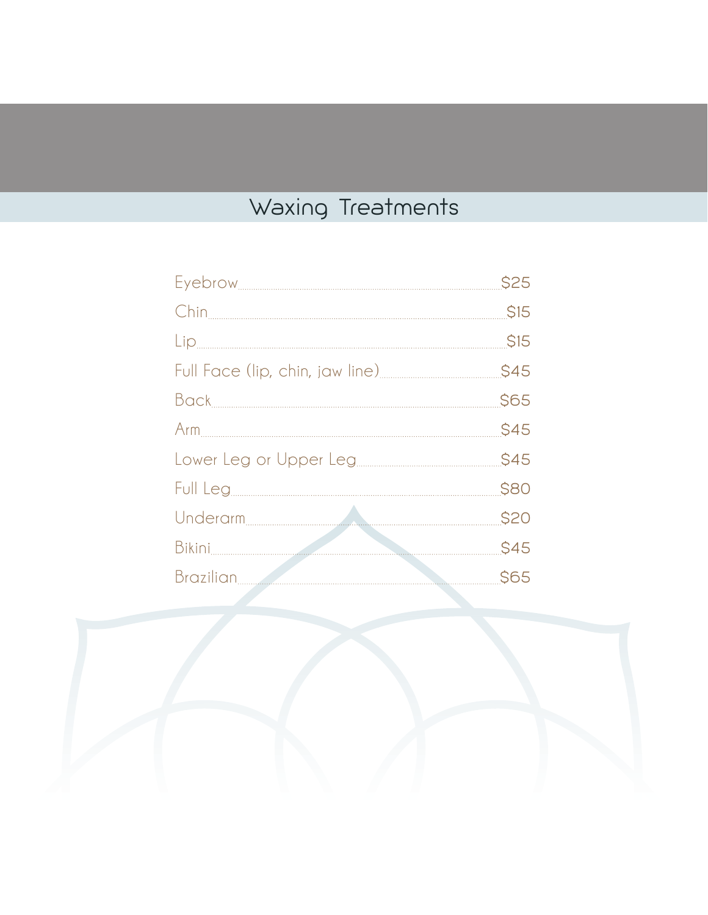# Waxing Treatments

| | |
|---|---|
| Eyebrow | $25 |
| Chin | $15 |
| Lip | $15 |
| Full Face (lip, chin, jaw line) | $45 |
| Back | $65 |
| Arm | $45 |
| Lower Leg or Upper Leg | $45 |
| Full Leg | $80 |
| Underarm | $20 |
| Bikini | $45 |
| Brazilian | $65 |